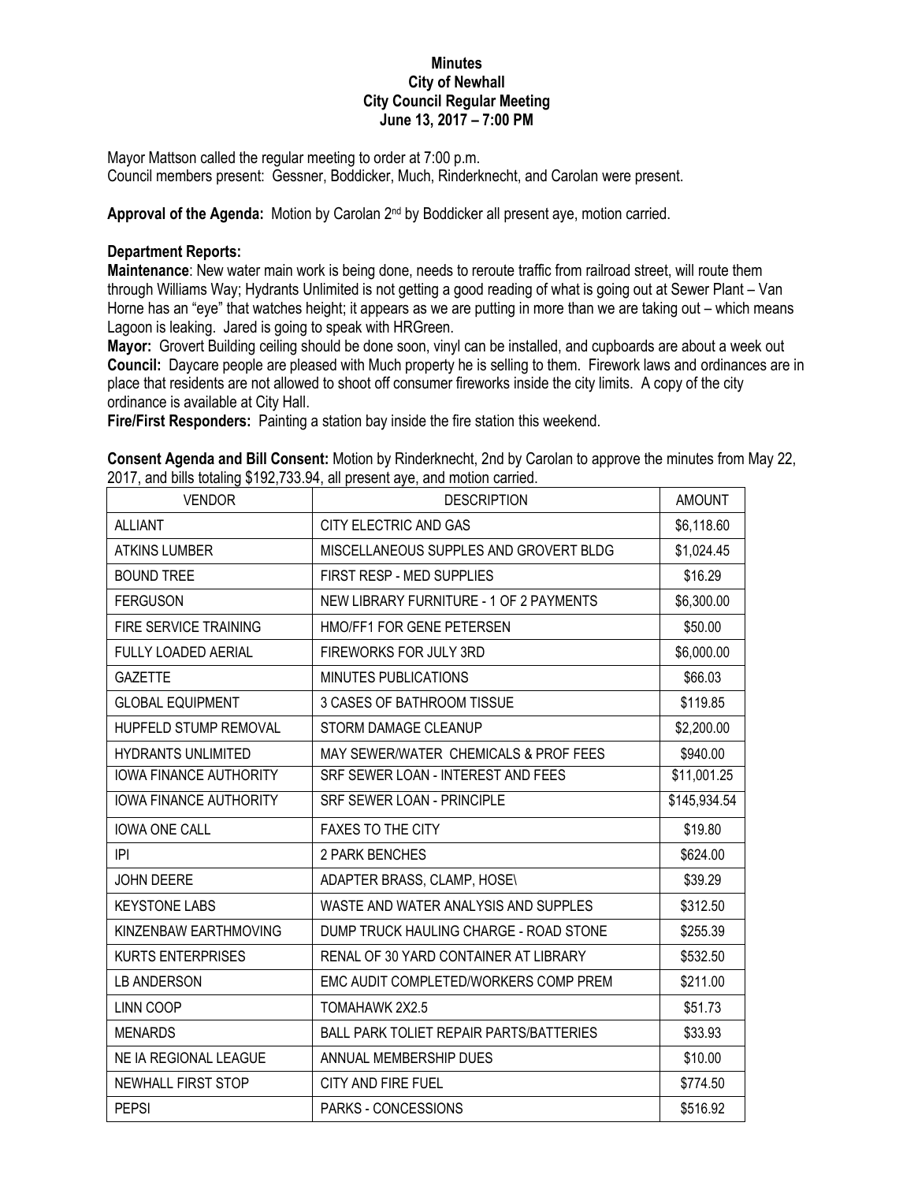**Minutes**
**City of Newhall**
**City Council Regular Meeting**
**June 13, 2017 – 7:00 PM**

Mayor Mattson called the regular meeting to order at 7:00 p.m.
Council members present: Gessner, Boddicker, Much, Rinderknecht, and Carolan were present.

**Approval of the Agenda:** Motion by Carolan 2nd by Boddicker all present aye, motion carried.

**Department Reports:**

**Maintenance**: New water main work is being done, needs to reroute traffic from railroad street, will route them through Williams Way; Hydrants Unlimited is not getting a good reading of what is going out at Sewer Plant – Van Horne has an "eye" that watches height; it appears as we are putting in more than we are taking out – which means Lagoon is leaking. Jared is going to speak with HRGreen.

**Mayor:** Grovert Building ceiling should be done soon, vinyl can be installed, and cupboards are about a week out

**Council:** Daycare people are pleased with Much property he is selling to them. Firework laws and ordinances are in place that residents are not allowed to shoot off consumer fireworks inside the city limits. A copy of the city ordinance is available at City Hall.

**Fire/First Responders:** Painting a station bay inside the fire station this weekend.

**Consent Agenda and Bill Consent:** Motion by Rinderknecht, 2nd by Carolan to approve the minutes from May 22, 2017, and bills totaling $192,733.94, all present aye, and motion carried.

| VENDOR | DESCRIPTION | AMOUNT |
|---|---|---|
| ALLIANT | CITY ELECTRIC AND GAS | $6,118.60 |
| ATKINS LUMBER | MISCELLANEOUS SUPPLES AND GROVERT BLDG | $1,024.45 |
| BOUND TREE | FIRST RESP - MED SUPPLIES | $16.29 |
| FERGUSON | NEW LIBRARY FURNITURE - 1 OF 2 PAYMENTS | $6,300.00 |
| FIRE SERVICE TRAINING | HMO/FF1 FOR GENE PETERSEN | $50.00 |
| FULLY LOADED AERIAL | FIREWORKS FOR JULY 3RD | $6,000.00 |
| GAZETTE | MINUTES PUBLICATIONS | $66.03 |
| GLOBAL EQUIPMENT | 3 CASES OF BATHROOM TISSUE | $119.85 |
| HUPFELD STUMP REMOVAL | STORM DAMAGE CLEANUP | $2,200.00 |
| HYDRANTS UNLIMITED | MAY SEWER/WATER CHEMICALS & PROF FEES | $940.00 |
| IOWA FINANCE AUTHORITY | SRF SEWER LOAN - INTEREST AND FEES | $11,001.25 |
| IOWA FINANCE AUTHORITY | SRF SEWER LOAN - PRINCIPLE | $145,934.54 |
| IOWA ONE CALL | FAXES TO THE CITY | $19.80 |
| IPI | 2 PARK BENCHES | $624.00 |
| JOHN DEERE | ADAPTER BRASS, CLAMP, HOSE\ | $39.29 |
| KEYSTONE LABS | WASTE AND WATER ANALYSIS AND SUPPLES | $312.50 |
| KINZENBAW EARTHMOVING | DUMP TRUCK HAULING CHARGE - ROAD STONE | $255.39 |
| KURTS ENTERPRISES | RENAL OF 30 YARD CONTAINER AT LIBRARY | $532.50 |
| LB ANDERSON | EMC AUDIT COMPLETED/WORKERS COMP PREM | $211.00 |
| LINN COOP | TOMAHAWK 2X2.5 | $51.73 |
| MENARDS | BALL PARK TOLIET REPAIR PARTS/BATTERIES | $33.93 |
| NE IA REGIONAL LEAGUE | ANNUAL MEMBERSHIP DUES | $10.00 |
| NEWHALL FIRST STOP | CITY AND FIRE FUEL | $774.50 |
| PEPSI | PARKS - CONCESSIONS | $516.92 |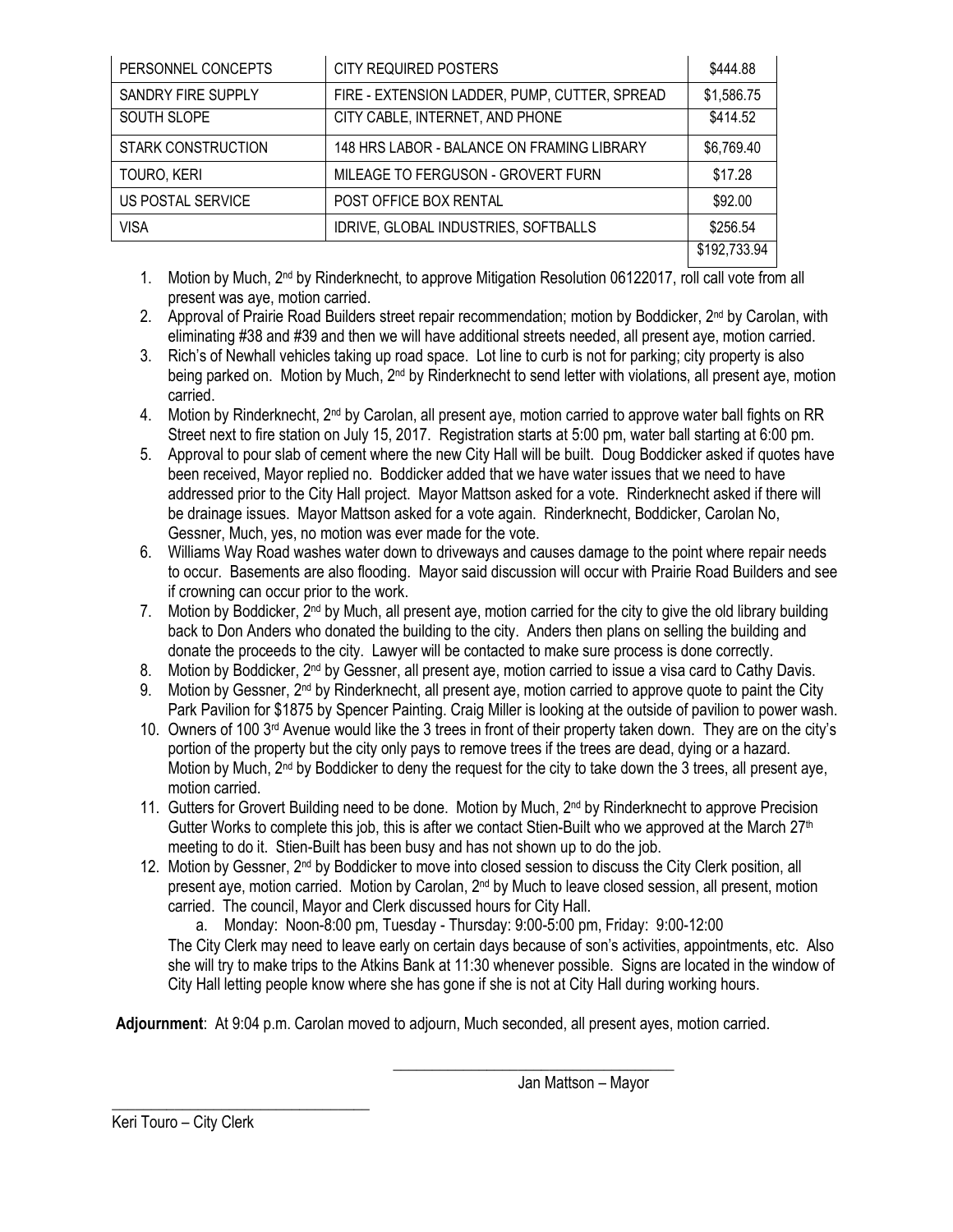| | | |
|---|---|---|
| PERSONNEL CONCEPTS | CITY REQUIRED POSTERS | $444.88 |
| SANDRY FIRE SUPPLY | FIRE - EXTENSION LADDER, PUMP, CUTTER, SPREAD | $1,586.75 |
| SOUTH SLOPE | CITY CABLE, INTERNET, AND PHONE | $414.52 |
| STARK CONSTRUCTION | 148 HRS LABOR - BALANCE ON FRAMING LIBRARY | $6,769.40 |
| TOURO, KERI | MILEAGE TO FERGUSON - GROVERT FURN | $17.28 |
| US POSTAL SERVICE | POST OFFICE BOX RENTAL | $92.00 |
| VISA | IDRIVE, GLOBAL INDUSTRIES, SOFTBALLS | $256.54 |
| | | $192,733.94 |

1. Motion by Much, 2nd by Rinderknecht, to approve Mitigation Resolution 06122017, roll call vote from all present was aye, motion carried.
2. Approval of Prairie Road Builders street repair recommendation; motion by Boddicker, 2nd by Carolan, with eliminating #38 and #39 and then we will have additional streets needed, all present aye, motion carried.
3. Rich's of Newhall vehicles taking up road space. Lot line to curb is not for parking; city property is also being parked on. Motion by Much, 2nd by Rinderknecht to send letter with violations, all present aye, motion carried.
4. Motion by Rinderknecht, 2nd by Carolan, all present aye, motion carried to approve water ball fights on RR Street next to fire station on July 15, 2017. Registration starts at 5:00 pm, water ball starting at 6:00 pm.
5. Approval to pour slab of cement where the new City Hall will be built. Doug Boddicker asked if quotes have been received, Mayor replied no. Boddicker added that we have water issues that we need to have addressed prior to the City Hall project. Mayor Mattson asked for a vote. Rinderknecht asked if there will be drainage issues. Mayor Mattson asked for a vote again. Rinderknecht, Boddicker, Carolan No, Gessner, Much, yes, no motion was ever made for the vote.
6. Williams Way Road washes water down to driveways and causes damage to the point where repair needs to occur. Basements are also flooding. Mayor said discussion will occur with Prairie Road Builders and see if crowning can occur prior to the work.
7. Motion by Boddicker, 2nd by Much, all present aye, motion carried for the city to give the old library building back to Don Anders who donated the building to the city. Anders then plans on selling the building and donate the proceeds to the city. Lawyer will be contacted to make sure process is done correctly.
8. Motion by Boddicker, 2nd by Gessner, all present aye, motion carried to issue a visa card to Cathy Davis.
9. Motion by Gessner, 2nd by Rinderknecht, all present aye, motion carried to approve quote to paint the City Park Pavilion for $1875 by Spencer Painting. Craig Miller is looking at the outside of pavilion to power wash.
10. Owners of 100 3rd Avenue would like the 3 trees in front of their property taken down. They are on the city's portion of the property but the city only pays to remove trees if the trees are dead, dying or a hazard. Motion by Much, 2nd by Boddicker to deny the request for the city to take down the 3 trees, all present aye, motion carried.
11. Gutters for Grovert Building need to be done. Motion by Much, 2nd by Rinderknecht to approve Precision Gutter Works to complete this job, this is after we contact Stien-Built who we approved at the March 27th meeting to do it. Stien-Built has been busy and has not shown up to do the job.
12. Motion by Gessner, 2nd by Boddicker to move into closed session to discuss the City Clerk position, all present aye, motion carried. Motion by Carolan, 2nd by Much to leave closed session, all present, motion carried. The council, Mayor and Clerk discussed hours for City Hall.
    a. Monday: Noon-8:00 pm, Tuesday - Thursday: 9:00-5:00 pm, Friday: 9:00-12:00

    The City Clerk may need to leave early on certain days because of son's activities, appointments, etc. Also she will try to make trips to the Atkins Bank at 11:30 whenever possible. Signs are located in the window of City Hall letting people know where she has gone if she is not at City Hall during working hours.

**Adjournment**: At 9:04 p.m. Carolan moved to adjourn, Much seconded, all present ayes, motion carried.

\_\_\_\_\_\_\_\_\_\_\_\_\_\_\_\_\_\_\_\_\_\_\_\_\_\_\_\_\_\_\_\_\_\_\_\_

Jan Mattson – Mayor

\_\_\_\_\_\_\_\_\_\_\_\_\_\_\_\_\_\_\_\_\_\_\_\_\_\_\_\_\_\_\_\_\_\_\_\_

Keri Touro – City Clerk